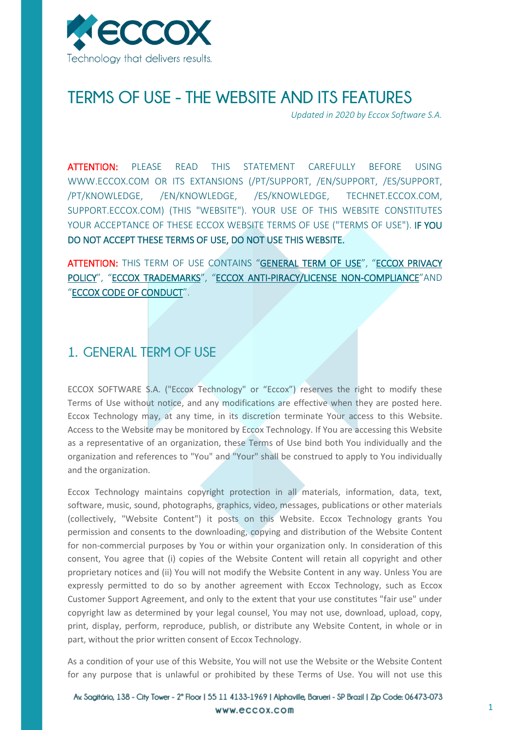# TERMS OF USE - THE WEBSITE AND ITS FEATURES

*Updated in 2020 by Eccox Software S.A.*

ATTENTION: PLEASE READ THIS STATEMENT CAREFULLY BEFORE USING WWW.ECCOX.COM OR ITS EXTANSIONS (/PT/SUPPORT, /EN/SUPPORT, /ES/SUPPORT, /PT/KNOWLEDGE, /EN/KNOWLEDGE, /ES/KNOWLEDGE, TECHNET.ECCOX.COM, SUPPORT.ECCOX.COM) (THIS "WEBSITE"). YOUR USE OF THIS WEBSITE CONSTITUTES YOUR ACCEPTANCE OF THESE ECCOX WEBSITE TERMS OF USE ("TERMS OF USE"). IF YOU DO NOT ACCEPT THESE TERMS OF USE, DO NOT USE THIS WEBSITE.

ATTENTION: THIS TERM OF USE CONTAINS "GENERAL TERM OF USE", "ECCOX PRIVACY POLICY", "ECCOX TRADEMARKS", "ECCOX ANTI-PIRACY/LICENSE NON-COMPLIANCE"AND "ECCOX CODE OF CONDUCT".

## 1. GENERAL TERM OF USE

ECCOX SOFTWARE S.A. ("Eccox Technology" or "Eccox") reserves the right to modify these Terms of Use without notice, and any modifications are effective when they are posted here. Eccox Technology may, at any time, in its discretion terminate Your access to this Website. Access to the Website may be monitored by Eccox Technology. If You are accessing this Website as a representative of an organization, these Terms of Use bind both You individually and the organization and references to "You" and "Your" shall be construed to apply to You individually and the organization.

Eccox Technology maintains copyright protection in all materials, information, data, text, software, music, sound, photographs, graphics, video, messages, publications or other materials (collectively, "Website Content") it posts on this Website. Eccox Technology grants You permission and consents to the downloading, copying and distribution of the Website Content for non-commercial purposes by You or within your organization only. In consideration of this consent, You agree that (i) copies of the Website Content will retain all copyright and other proprietary notices and (ii) You will not modify the Website Content in any way. Unless You are expressly permitted to do so by another agreement with Eccox Technology, such as Eccox Customer Support Agreement, and only to the extent that your use constitutes "fair use" under copyright law as determined by your legal counsel, You may not use, download, upload, copy, print, display, perform, reproduce, publish, or distribute any Website Content, in whole or in part, without the prior written consent of Eccox Technology.

As a condition of your use of this Website, You will not use the Website or the Website Content for any purpose that is unlawful or prohibited by these Terms of Use. You will not use this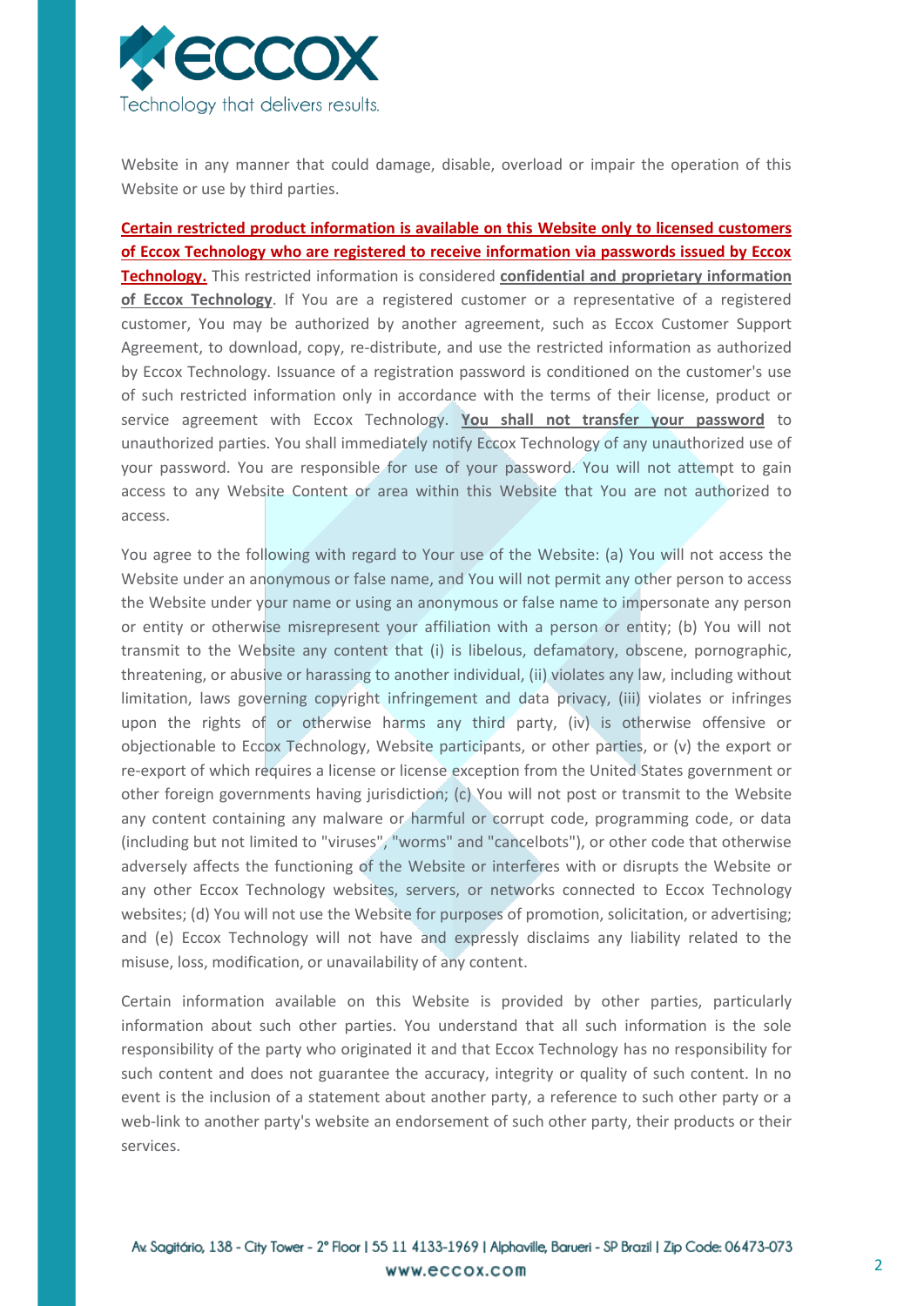Website in any manner that could damage, disable, overload or impair the operation of this Website or use by third parties.

**Certain restricted product information is available on this Website only to licensed customers of Eccox Technology who are registered to receive information via passwords issued by Eccox Technology.** This restricted information is considered **confidential and proprietary information of Eccox Technology**. If You are a registered customer or a representative of a registered customer, You may be authorized by another agreement, such as Eccox Customer Support Agreement, to download, copy, re-distribute, and use the restricted information as authorized by Eccox Technology. Issuance of a registration password is conditioned on the customer's use of such restricted information only in accordance with the terms of their license, product or service agreement with Eccox Technology. **You shall not transfer your password** to unauthorized parties. You shall immediately notify Eccox Technology of any unauthorized use of your password. You are responsible for use of your password. You will not attempt to gain access to any Website Content or area within this Website that You are not authorized to access.

You agree to the following with regard to Your use of the Website: (a) You will not access the Website under an anonymous or false name, and You will not permit any other person to access the Website under your name or using an anonymous or false name to impersonate any person or entity or otherwise misrepresent your affiliation with a person or entity; (b) You will not transmit to the Website any content that (i) is libelous, defamatory, obscene, pornographic, threatening, or abusive or harassing to another individual, (ii) violates any law, including without limitation, laws governing copyright infringement and data privacy, (iii) violates or infringes upon the rights of or otherwise harms any third party, (iv) is otherwise offensive or objectionable to Eccox Technology, Website participants, or other parties, or (v) the export or re-export of which requires a license or license exception from the United States government or other foreign governments having jurisdiction; (c) You will not post or transmit to the Website any content containing any malware or harmful or corrupt code, programming code, or data (including but not limited to "viruses", "worms" and "cancelbots"), or other code that otherwise adversely affects the functioning of the Website or interferes with or disrupts the Website or any other Eccox Technology websites, servers, or networks connected to Eccox Technology websites; (d) You will not use the Website for purposes of promotion, solicitation, or advertising; and (e) Eccox Technology will not have and expressly disclaims any liability related to the misuse, loss, modification, or unavailability of any content.

Certain information available on this Website is provided by other parties, particularly information about such other parties. You understand that all such information is the sole responsibility of the party who originated it and that Eccox Technology has no responsibility for such content and does not guarantee the accuracy, integrity or quality of such content. In no event is the inclusion of a statement about another party, a reference to such other party or a web-link to another party's website an endorsement of such other party, their products or their services.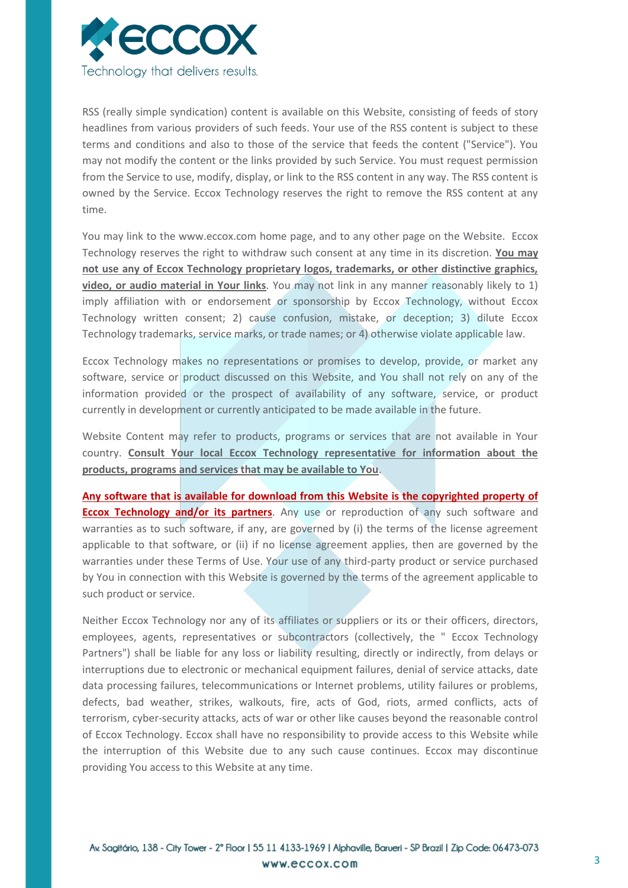RSS (really simple syndication) content is available on this Website, consisting of feeds of story headlines from various providers of such feeds. Your use of the RSS content is subject to these terms and conditions and also to those of the service that feeds the content ("Service"). You may not modify the content or the links provided by such Service. You must request permission from the Service to use, modify, display, or link to the RSS content in any way. The RSS content is owned by the Service. Eccox Technology reserves the right to remove the RSS content at any time.

You may link to the www.eccox.com home page, and to any other page on the Website. Eccox Technology reserves the right to withdraw such consent at any time in its discretion. **You may not use any of Eccox Technology proprietary logos, trademarks, or other distinctive graphics, video, or audio material in Your links**. You may not link in any manner reasonably likely to 1) imply affiliation with or endorsement or sponsorship by Eccox Technology, without Eccox Technology written consent; 2) cause confusion, mistake, or deception; 3) dilute Eccox Technology trademarks, service marks, or trade names; or 4) otherwise violate applicable law.

Eccox Technology makes no representations or promises to develop, provide, or market any software, service or product discussed on this Website, and You shall not rely on any of the information provided or the prospect of availability of any software, service, or product currently in development or currently anticipated to be made available in the future.

Website Content may refer to products, programs or services that are not available in Your country. **Consult Your local Eccox Technology representative for information about the products, programs and services that may be available to You**.

**Any software that is available for download from this Website is the copyrighted property of Eccox Technology and/or its partners**. Any use or reproduction of any such software and warranties as to such software, if any, are governed by (i) the terms of the license agreement applicable to that software, or (ii) if no license agreement applies, then are governed by the warranties under these Terms of Use. Your use of any third-party product or service purchased by You in connection with this Website is governed by the terms of the agreement applicable to such product or service.

Neither Eccox Technology nor any of its affiliates or suppliers or its or their officers, directors, employees, agents, representatives or subcontractors (collectively, the " Eccox Technology Partners") shall be liable for any loss or liability resulting, directly or indirectly, from delays or interruptions due to electronic or mechanical equipment failures, denial of service attacks, date data processing failures, telecommunications or Internet problems, utility failures or problems, defects, bad weather, strikes, walkouts, fire, acts of God, riots, armed conflicts, acts of terrorism, cyber-security attacks, acts of war or other like causes beyond the reasonable control of Eccox Technology. Eccox shall have no responsibility to provide access to this Website while the interruption of this Website due to any such cause continues. Eccox may discontinue providing You access to this Website at any time.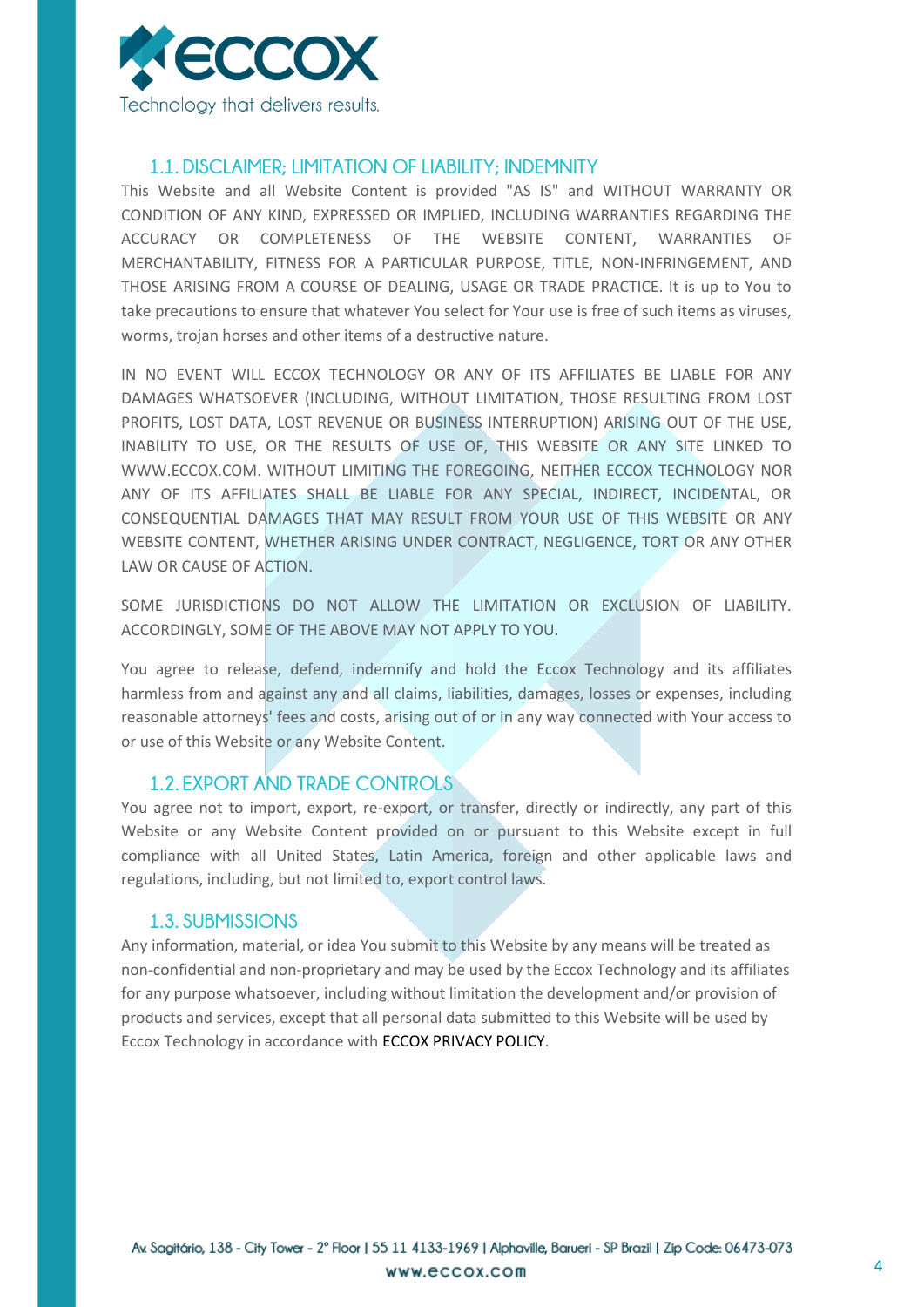### 1.1. DISCLAIMER; LIMITATION OF LIABILITY; INDEMNITY

This Website and all Website Content is provided "AS IS" and WITHOUT WARRANTY OR CONDITION OF ANY KIND, EXPRESSED OR IMPLIED, INCLUDING WARRANTIES REGARDING THE ACCURACY OR COMPLETENESS OF THE WEBSITE CONTENT, WARRANTIES OF MERCHANTABILITY, FITNESS FOR A PARTICULAR PURPOSE, TITLE, NON-INFRINGEMENT, AND THOSE ARISING FROM A COURSE OF DEALING, USAGE OR TRADE PRACTICE. It is up to You to take precautions to ensure that whatever You select for Your use is free of such items as viruses, worms, trojan horses and other items of a destructive nature.

IN NO EVENT WILL ECCOX TECHNOLOGY OR ANY OF ITS AFFILIATES BE LIABLE FOR ANY DAMAGES WHATSOEVER (INCLUDING, WITHOUT LIMITATION, THOSE RESULTING FROM LOST PROFITS, LOST DATA, LOST REVENUE OR BUSINESS INTERRUPTION) ARISING OUT OF THE USE, INABILITY TO USE, OR THE RESULTS OF USE OF, THIS WEBSITE OR ANY SITE LINKED TO WWW.ECCOX.COM. WITHOUT LIMITING THE FOREGOING, NEITHER ECCOX TECHNOLOGY NOR ANY OF ITS AFFILIATES SHALL BE LIABLE FOR ANY SPECIAL, INDIRECT, INCIDENTAL, OR CONSEQUENTIAL DAMAGES THAT MAY RESULT FROM YOUR USE OF THIS WEBSITE OR ANY WEBSITE CONTENT, WHETHER ARISING UNDER CONTRACT, NEGLIGENCE, TORT OR ANY OTHER LAW OR CAUSE OF ACTION.

SOME JURISDICTIONS DO NOT ALLOW THE LIMITATION OR EXCLUSION OF LIABILITY. ACCORDINGLY, SOME OF THE ABOVE MAY NOT APPLY TO YOU.

You agree to release, defend, indemnify and hold the Eccox Technology and its affiliates harmless from and against any and all claims, liabilities, damages, losses or expenses, including reasonable attorneys' fees and costs, arising out of or in any way connected with Your access to or use of this Website or any Website Content.

### 1.2. EXPORT AND TRADE CONTROLS

You agree not to import, export, re-export, or transfer, directly or indirectly, any part of this Website or any Website Content provided on or pursuant to this Website except in full compliance with all United States, Latin America, foreign and other applicable laws and regulations, including, but not limited to, export control laws.

### 1.3. SUBMISSIONS

Any information, material, or idea You submit to this Website by any means will be treated as non-confidential and non-proprietary and may be used by the Eccox Technology and its affiliates for any purpose whatsoever, including without limitation the development and/or provision of products and services, except that all personal data submitted to this Website will be used by Eccox Technology in accordance with ECCOX PRIVACY POLICY.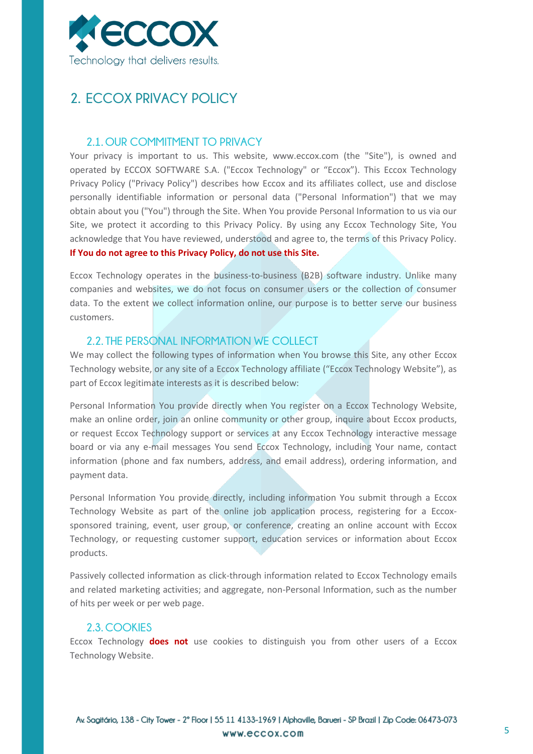## 2. ECCOX PRIVACY POLICY

### 2.1. OUR COMMITMENT TO PRIVACY

Your privacy is important to us. This website, www.eccox.com (the "Site"), is owned and operated by ECCOX SOFTWARE S.A. ("Eccox Technology" or "Eccox"). This Eccox Technology Privacy Policy ("Privacy Policy") describes how Eccox and its affiliates collect, use and disclose personally identifiable information or personal data ("Personal Information") that we may obtain about you ("You") through the Site. When You provide Personal Information to us via our Site, we protect it according to this Privacy Policy. By using any Eccox Technology Site, You acknowledge that You have reviewed, understood and agree to, the terms of this Privacy Policy. **If You do not agree to this Privacy Policy, do not use this Site.**

Eccox Technology operates in the business-to-business (B2B) software industry. Unlike many companies and websites, we do not focus on consumer users or the collection of consumer data. To the extent we collect information online, our purpose is to better serve our business customers.

### 2.2. THE PERSONAL INFORMATION WE COLLECT

We may collect the following types of information when You browse this Site, any other Eccox Technology website, or any site of a Eccox Technology affiliate ("Eccox Technology Website"), as part of Eccox legitimate interests as it is described below:

Personal Information You provide directly when You register on a Eccox Technology Website, make an online order, join an online community or other group, inquire about Eccox products, or request Eccox Technology support or services at any Eccox Technology interactive message board or via any e-mail messages You send Eccox Technology, including Your name, contact information (phone and fax numbers, address, and email address), ordering information, and payment data.

Personal Information You provide directly, including information You submit through a Eccox Technology Website as part of the online job application process, registering for a Eccox-sponsored training, event, user group, or conference, creating an online account with Eccox Technology, or requesting customer support, education services or information about Eccox products.

Passively collected information as click-through information related to Eccox Technology emails and related marketing activities; and aggregate, non-Personal Information, such as the number of hits per week or per web page.

### 2.3. COOKIES

Eccox Technology **does not** use cookies to distinguish you from other users of a Eccox Technology Website.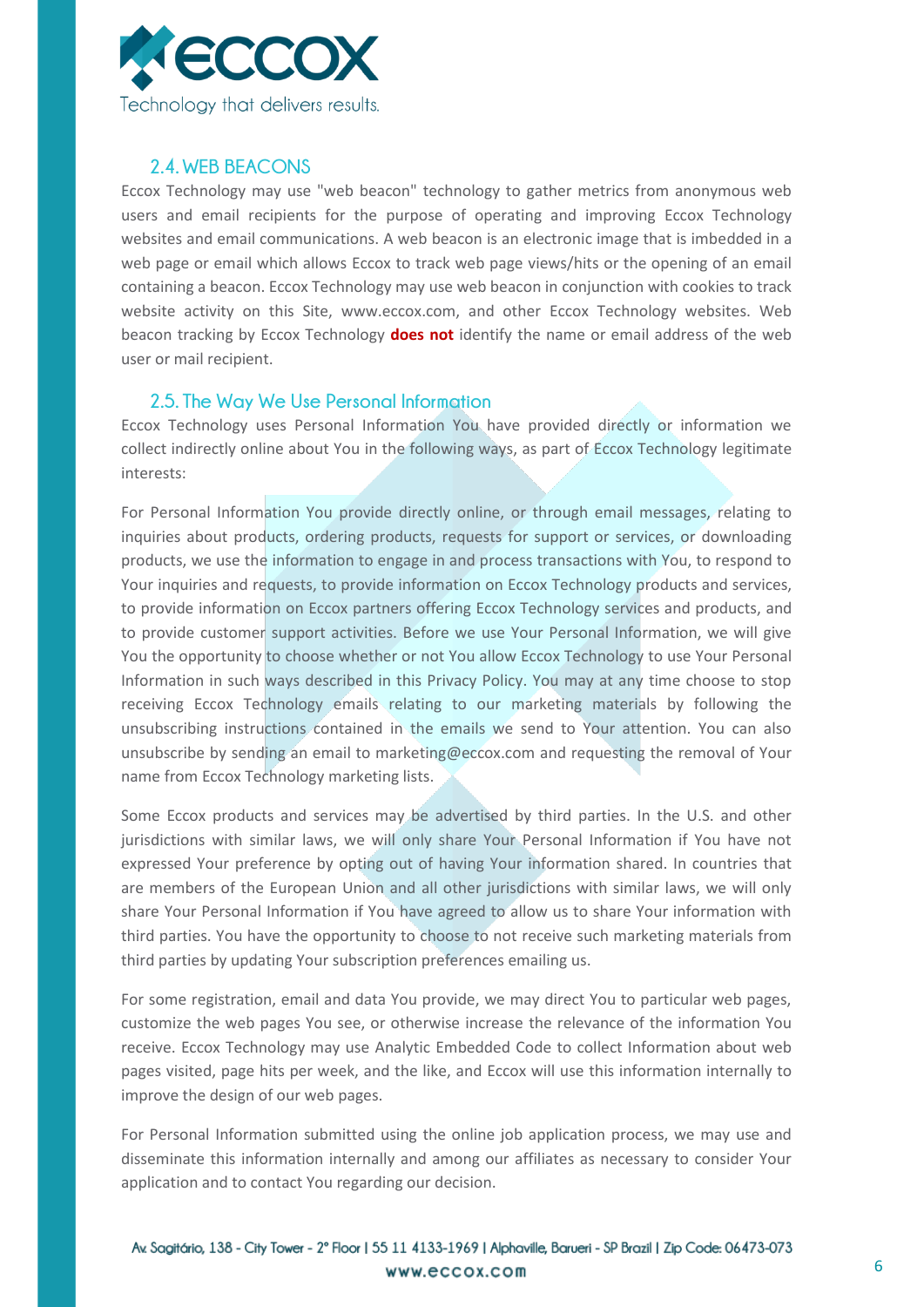## 2.4. WEB BEACONS

Eccox Technology may use "web beacon" technology to gather metrics from anonymous web users and email recipients for the purpose of operating and improving Eccox Technology websites and email communications. A web beacon is an electronic image that is imbedded in a web page or email which allows Eccox to track web page views/hits or the opening of an email containing a beacon. Eccox Technology may use web beacon in conjunction with cookies to track website activity on this Site, www.eccox.com, and other Eccox Technology websites. Web beacon tracking by Eccox Technology **does not** identify the name or email address of the web user or mail recipient.

## 2.5. The Way We Use Personal Information

Eccox Technology uses Personal Information You have provided directly or information we collect indirectly online about You in the following ways, as part of Eccox Technology legitimate interests:

For Personal Information You provide directly online, or through email messages, relating to inquiries about products, ordering products, requests for support or services, or downloading products, we use the information to engage in and process transactions with You, to respond to Your inquiries and requests, to provide information on Eccox Technology products and services, to provide information on Eccox partners offering Eccox Technology services and products, and to provide customer support activities. Before we use Your Personal Information, we will give You the opportunity to choose whether or not You allow Eccox Technology to use Your Personal Information in such ways described in this Privacy Policy. You may at any time choose to stop receiving Eccox Technology emails relating to our marketing materials by following the unsubscribing instructions contained in the emails we send to Your attention. You can also unsubscribe by sending an email to marketing@eccox.com and requesting the removal of Your name from Eccox Technology marketing lists.

Some Eccox products and services may be advertised by third parties. In the U.S. and other jurisdictions with similar laws, we will only share Your Personal Information if You have not expressed Your preference by opting out of having Your information shared. In countries that are members of the European Union and all other jurisdictions with similar laws, we will only share Your Personal Information if You have agreed to allow us to share Your information with third parties. You have the opportunity to choose to not receive such marketing materials from third parties by updating Your subscription preferences emailing us.

For some registration, email and data You provide, we may direct You to particular web pages, customize the web pages You see, or otherwise increase the relevance of the information You receive. Eccox Technology may use Analytic Embedded Code to collect Information about web pages visited, page hits per week, and the like, and Eccox will use this information internally to improve the design of our web pages.

For Personal Information submitted using the online job application process, we may use and disseminate this information internally and among our affiliates as necessary to consider Your application and to contact You regarding our decision.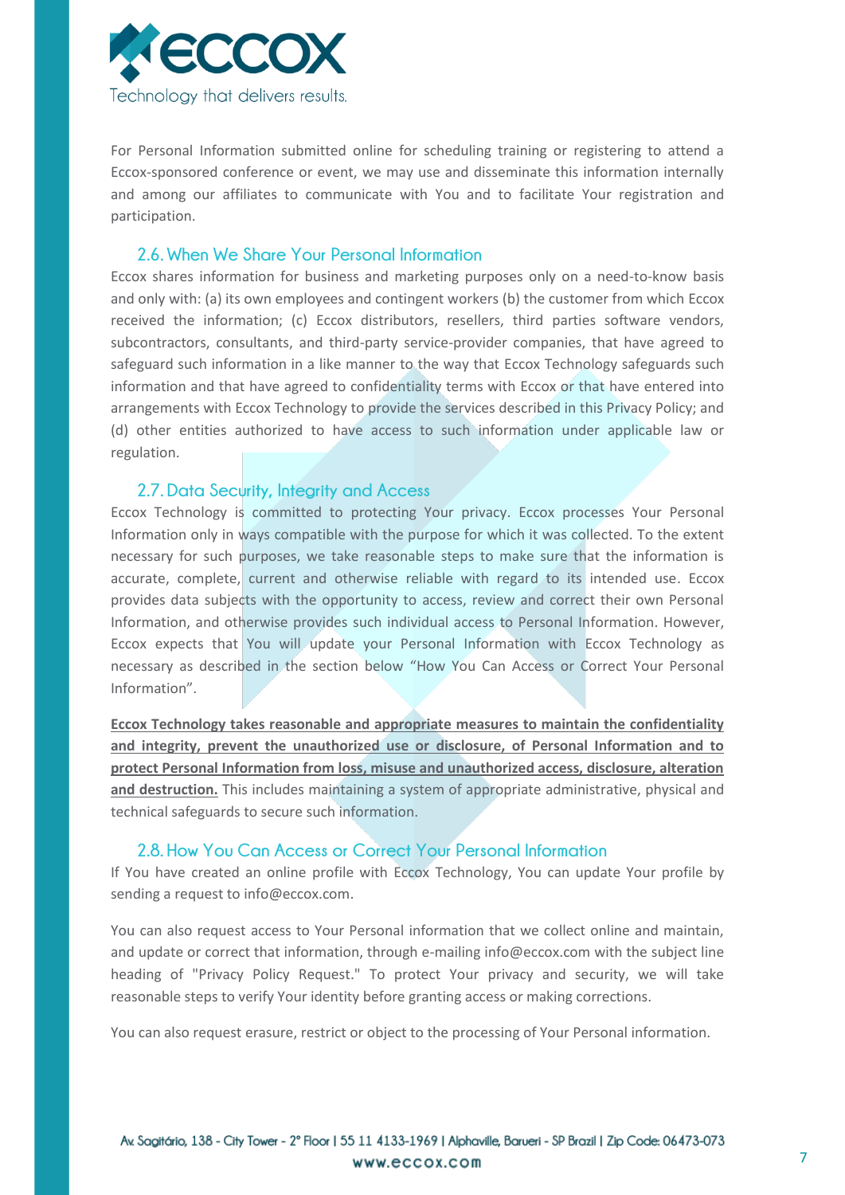For Personal Information submitted online for scheduling training or registering to attend a Eccox-sponsored conference or event, we may use and disseminate this information internally and among our affiliates to communicate with You and to facilitate Your registration and participation.

## 2.6. When We Share Your Personal Information

Eccox shares information for business and marketing purposes only on a need-to-know basis and only with: (a) its own employees and contingent workers (b) the customer from which Eccox received the information; (c) Eccox distributors, resellers, third parties software vendors, subcontractors, consultants, and third-party service-provider companies, that have agreed to safeguard such information in a like manner to the way that Eccox Technology safeguards such information and that have agreed to confidentiality terms with Eccox or that have entered into arrangements with Eccox Technology to provide the services described in this Privacy Policy; and (d) other entities authorized to have access to such information under applicable law or regulation.

## 2.7. Data Security, Integrity and Access

Eccox Technology is committed to protecting Your privacy. Eccox processes Your Personal Information only in ways compatible with the purpose for which it was collected. To the extent necessary for such purposes, we take reasonable steps to make sure that the information is accurate, complete, current and otherwise reliable with regard to its intended use. Eccox provides data subjects with the opportunity to access, review and correct their own Personal Information, and otherwise provides such individual access to Personal Information. However, Eccox expects that You will update your Personal Information with Eccox Technology as necessary as described in the section below "How You Can Access or Correct Your Personal Information".

**Eccox Technology takes reasonable and appropriate measures to maintain the confidentiality and integrity, prevent the unauthorized use or disclosure, of Personal Information and to protect Personal Information from loss, misuse and unauthorized access, disclosure, alteration and destruction.** This includes maintaining a system of appropriate administrative, physical and technical safeguards to secure such information.

## 2.8. How You Can Access or Correct Your Personal Information

If You have created an online profile with Eccox Technology, You can update Your profile by sending a request to info@eccox.com.

You can also request access to Your Personal information that we collect online and maintain, and update or correct that information, through e-mailing info@eccox.com with the subject line heading of "Privacy Policy Request." To protect Your privacy and security, we will take reasonable steps to verify Your identity before granting access or making corrections.

You can also request erasure, restrict or object to the processing of Your Personal information.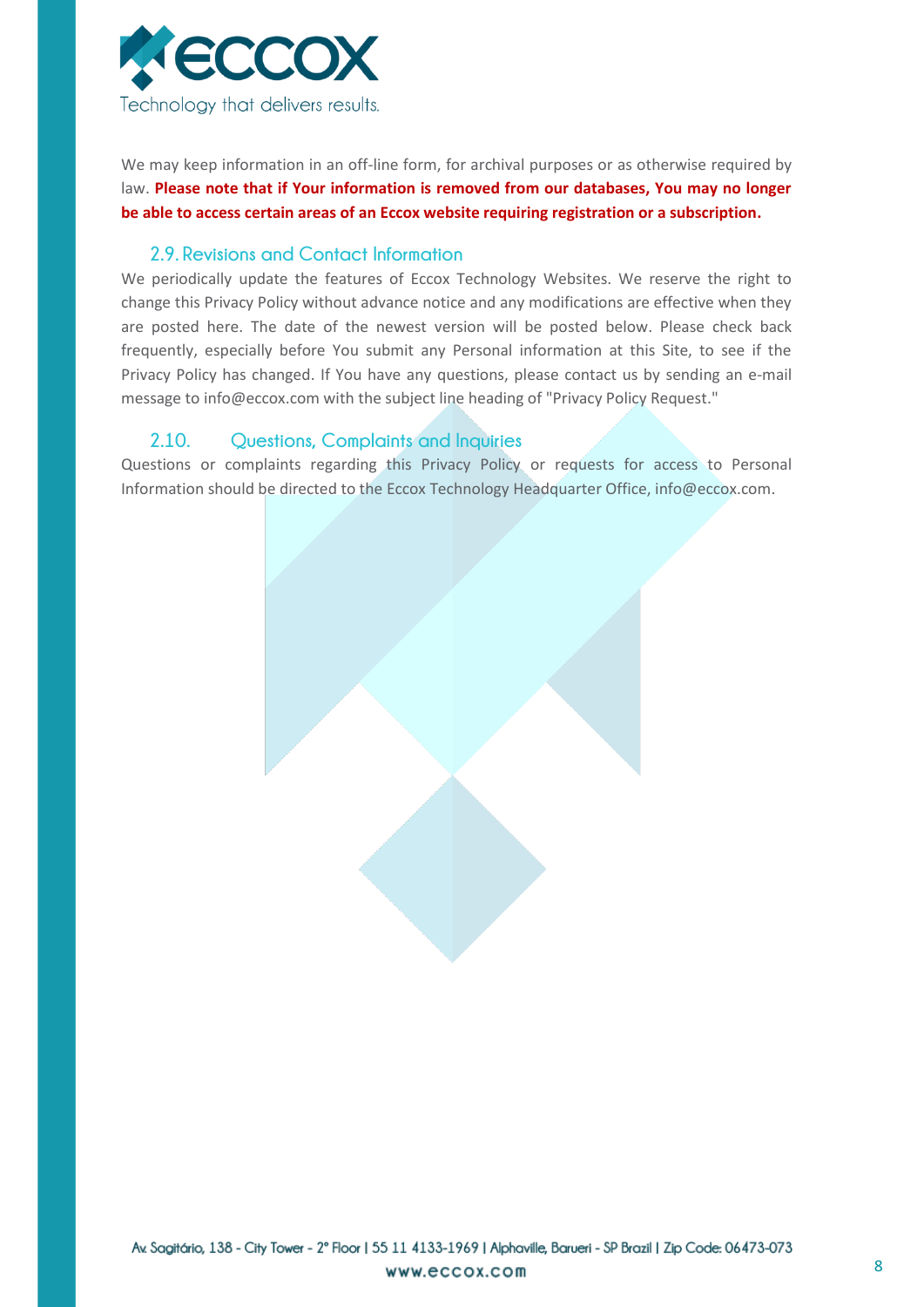We may keep information in an off-line form, for archival purposes or as otherwise required by law. **Please note that if Your information is removed from our databases, You may no longer be able to access certain areas of an Eccox website requiring registration or a subscription.**

### 2.9. Revisions and Contact Information

We periodically update the features of Eccox Technology Websites. We reserve the right to change this Privacy Policy without advance notice and any modifications are effective when they are posted here. The date of the newest version will be posted below. Please check back frequently, especially before You submit any Personal information at this Site, to see if the Privacy Policy has changed. If You have any questions, please contact us by sending an e-mail message to info@eccox.com with the subject line heading of "Privacy Policy Request."

### 2.10. Questions, Complaints and Inquiries

Questions or complaints regarding this Privacy Policy or requests for access to Personal Information should be directed to the Eccox Technology Headquarter Office, info@eccox.com.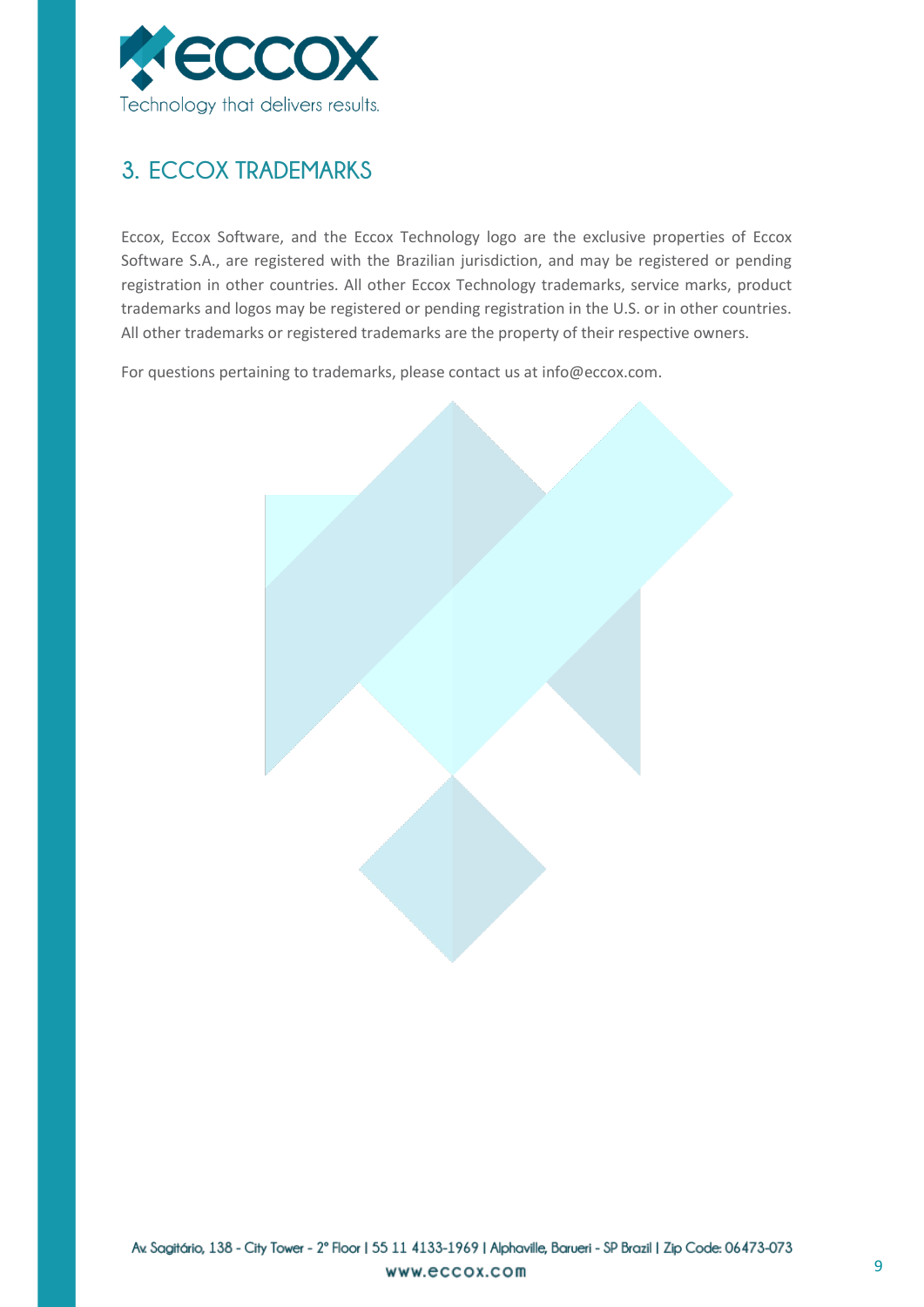## 3. ECCOX TRADEMARKS

Eccox, Eccox Software, and the Eccox Technology logo are the exclusive properties of Eccox Software S.A., are registered with the Brazilian jurisdiction, and may be registered or pending registration in other countries. All other Eccox Technology trademarks, service marks, product trademarks and logos may be registered or pending registration in the U.S. or in other countries. All other trademarks or registered trademarks are the property of their respective owners.

For questions pertaining to trademarks, please contact us at info@eccox.com.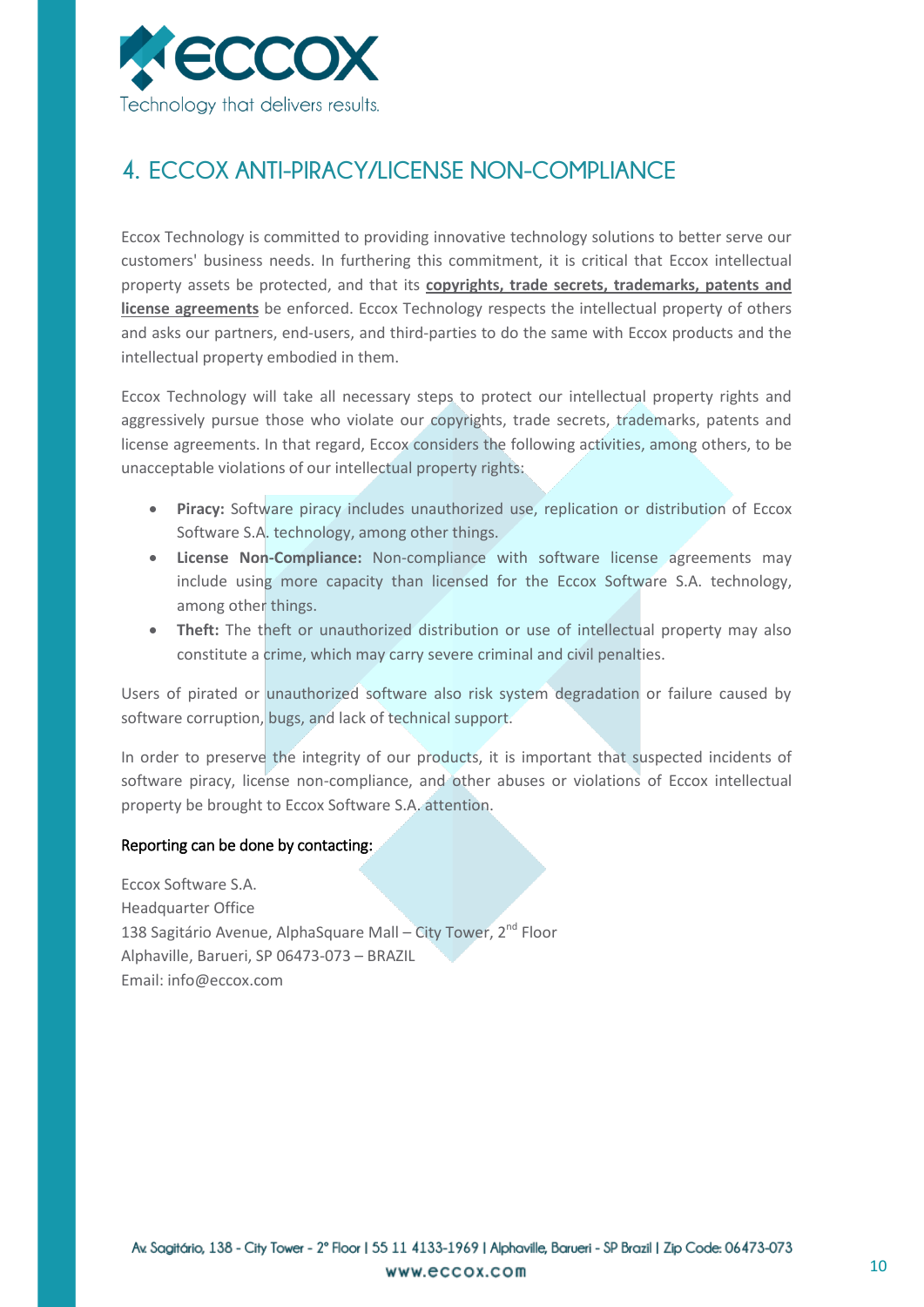# 4. ECCOX ANTI-PIRACY/LICENSE NON-COMPLIANCE

Eccox Technology is committed to providing innovative technology solutions to better serve our customers' business needs. In furthering this commitment, it is critical that Eccox intellectual property assets be protected, and that its **copyrights, trade secrets, trademarks, patents and license agreements** be enforced. Eccox Technology respects the intellectual property of others and asks our partners, end-users, and third-parties to do the same with Eccox products and the intellectual property embodied in them.

Eccox Technology will take all necessary steps to protect our intellectual property rights and aggressively pursue those who violate our copyrights, trade secrets, trademarks, patents and license agreements. In that regard, Eccox considers the following activities, among others, to be unacceptable violations of our intellectual property rights:

- **Piracy:** Software piracy includes unauthorized use, replication or distribution of Eccox Software S.A. technology, among other things.
- **License Non-Compliance:** Non-compliance with software license agreements may include using more capacity than licensed for the Eccox Software S.A. technology, among other things.
- **Theft:** The theft or unauthorized distribution or use of intellectual property may also constitute a crime, which may carry severe criminal and civil penalties.

Users of pirated or unauthorized software also risk system degradation or failure caused by software corruption, bugs, and lack of technical support.

In order to preserve the integrity of our products, it is important that suspected incidents of software piracy, license non-compliance, and other abuses or violations of Eccox intellectual property be brought to Eccox Software S.A. attention.

Reporting can be done by contacting:

Eccox Software S.A.
Headquarter Office
138 Sagitário Avenue, AlphaSquare Mall – City Tower, 2nd Floor
Alphaville, Barueri, SP 06473-073 – BRAZIL
Email: info@eccox.com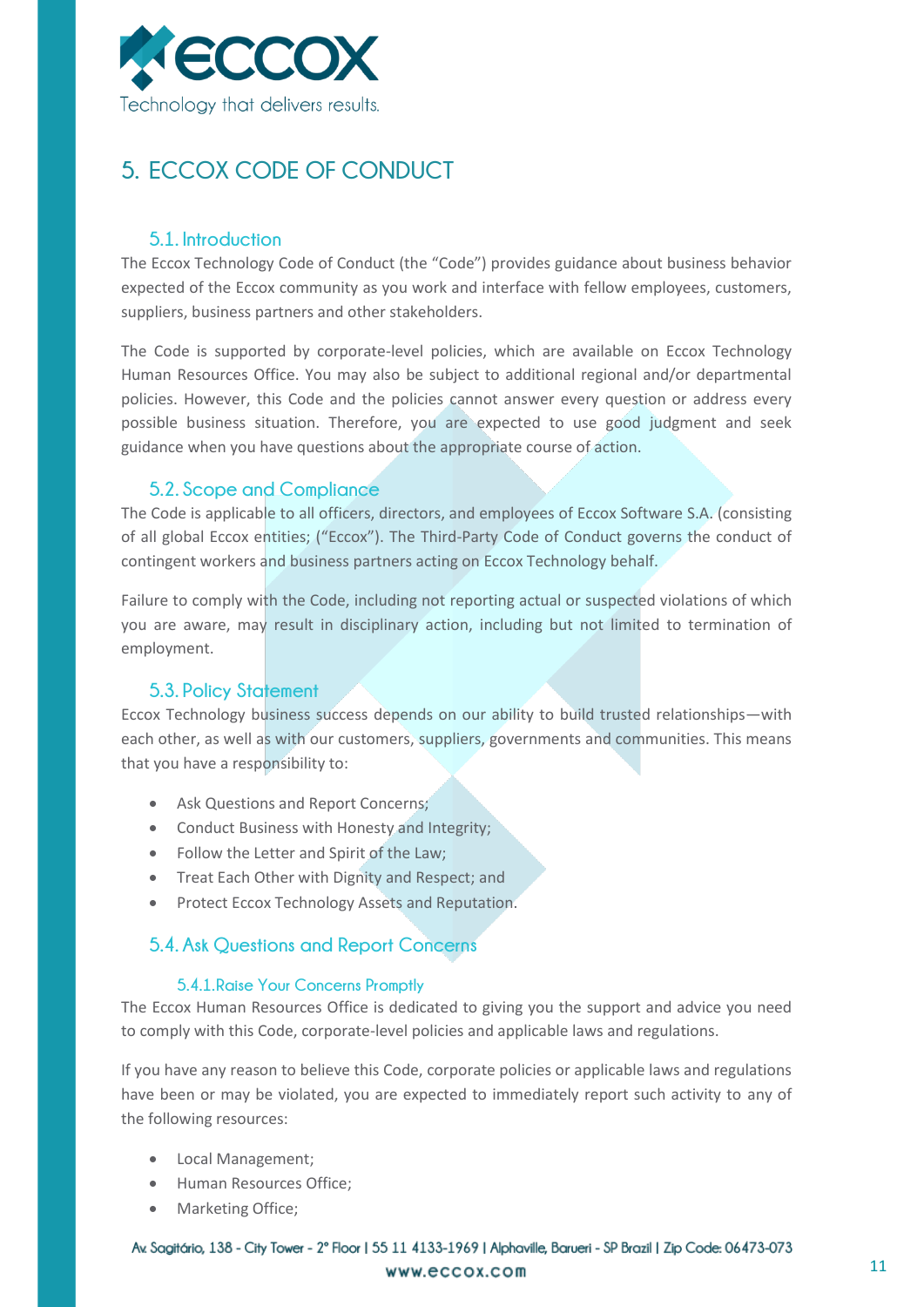# 5. ECCOX CODE OF CONDUCT

## 5.1. Introduction

The Eccox Technology Code of Conduct (the "Code") provides guidance about business behavior expected of the Eccox community as you work and interface with fellow employees, customers, suppliers, business partners and other stakeholders.

The Code is supported by corporate-level policies, which are available on Eccox Technology Human Resources Office. You may also be subject to additional regional and/or departmental policies. However, this Code and the policies cannot answer every question or address every possible business situation. Therefore, you are expected to use good judgment and seek guidance when you have questions about the appropriate course of action.

## 5.2. Scope and Compliance

The Code is applicable to all officers, directors, and employees of Eccox Software S.A. (consisting of all global Eccox entities; ("Eccox"). The Third-Party Code of Conduct governs the conduct of contingent workers and business partners acting on Eccox Technology behalf.

Failure to comply with the Code, including not reporting actual or suspected violations of which you are aware, may result in disciplinary action, including but not limited to termination of employment.

## 5.3. Policy Statement

Eccox Technology business success depends on our ability to build trusted relationships—with each other, as well as with our customers, suppliers, governments and communities. This means that you have a responsibility to:

- Ask Questions and Report Concerns;
- Conduct Business with Honesty and Integrity;
- Follow the Letter and Spirit of the Law;
- Treat Each Other with Dignity and Respect; and
- Protect Eccox Technology Assets and Reputation.

## 5.4. Ask Questions and Report Concerns

### 5.4.1. Raise Your Concerns Promptly

The Eccox Human Resources Office is dedicated to giving you the support and advice you need to comply with this Code, corporate-level policies and applicable laws and regulations.

If you have any reason to believe this Code, corporate policies or applicable laws and regulations have been or may be violated, you are expected to immediately report such activity to any of the following resources:

- Local Management;
- Human Resources Office;
- Marketing Office;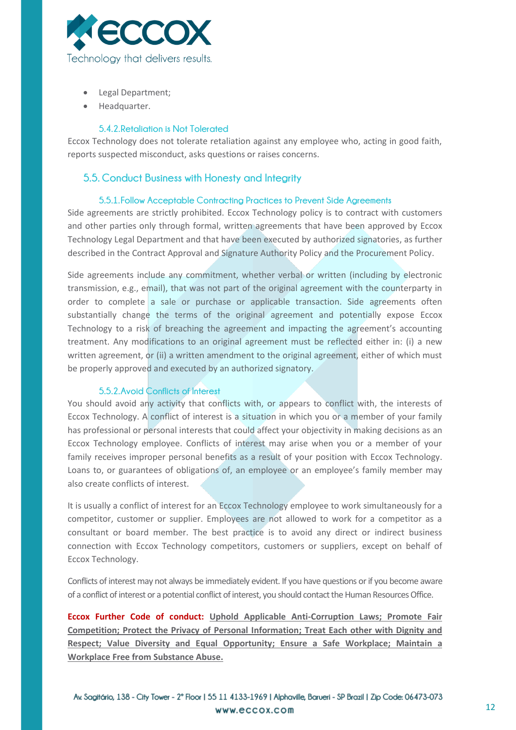- Legal Department;
- Headquarter.

#### 5.4.2. Retaliation is Not Tolerated

Eccox Technology does not tolerate retaliation against any employee who, acting in good faith, reports suspected misconduct, asks questions or raises concerns.

### 5.5. Conduct Business with Honesty and Integrity

#### 5.5.1. Follow Acceptable Contracting Practices to Prevent Side Agreements

Side agreements are strictly prohibited. Eccox Technology policy is to contract with customers and other parties only through formal, written agreements that have been approved by Eccox Technology Legal Department and that have been executed by authorized signatories, as further described in the Contract Approval and Signature Authority Policy and the Procurement Policy.

Side agreements include any commitment, whether verbal or written (including by electronic transmission, e.g., email), that was not part of the original agreement with the counterparty in order to complete a sale or purchase or applicable transaction. Side agreements often substantially change the terms of the original agreement and potentially expose Eccox Technology to a risk of breaching the agreement and impacting the agreement's accounting treatment. Any modifications to an original agreement must be reflected either in: (i) a new written agreement, or (ii) a written amendment to the original agreement, either of which must be properly approved and executed by an authorized signatory.

#### 5.5.2. Avoid Conflicts of Interest

You should avoid any activity that conflicts with, or appears to conflict with, the interests of Eccox Technology. A conflict of interest is a situation in which you or a member of your family has professional or personal interests that could affect your objectivity in making decisions as an Eccox Technology employee. Conflicts of interest may arise when you or a member of your family receives improper personal benefits as a result of your position with Eccox Technology. Loans to, or guarantees of obligations of, an employee or an employee's family member may also create conflicts of interest.

It is usually a conflict of interest for an Eccox Technology employee to work simultaneously for a competitor, customer or supplier. Employees are not allowed to work for a competitor as a consultant or board member. The best practice is to avoid any direct or indirect business connection with Eccox Technology competitors, customers or suppliers, except on behalf of Eccox Technology.

Conflicts of interest may not always be immediately evident. If you have questions or if you become aware of a conflict of interest or a potential conflict of interest, you should contact the Human Resources Office.

**Eccox Further Code of conduct:** **Uphold Applicable Anti-Corruption Laws; Promote Fair Competition; Protect the Privacy of Personal Information; Treat Each other with Dignity and Respect; Value Diversity and Equal Opportunity; Ensure a Safe Workplace; Maintain a Workplace Free from Substance Abuse.**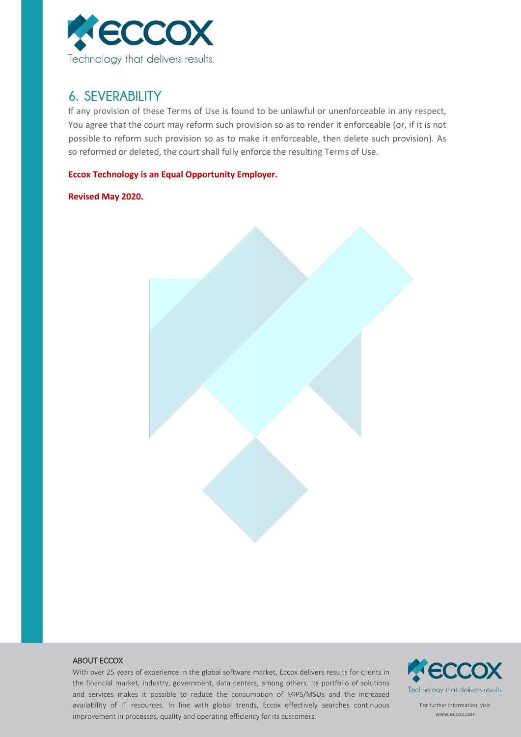## 6. SEVERABILITY

If any provision of these Terms of Use is found to be unlawful or unenforceable in any respect, You agree that the court may reform such provision so as to render it enforceable (or, if it is not possible to reform such provision so as to make it enforceable, then delete such provision). As so reformed or deleted, the court shall fully enforce the resulting Terms of Use.

**Eccox Technology is an Equal Opportunity Employer.**

**Revised May 2020.**

ABOUT ECCOX

With over 25 years of experience in the global software market, Eccox delivers results for clients in the financial market, industry, government, data centers, among others. Its portfolio of solutions and services makes it possible to reduce the consumption of MIPS/MSUs and the increased availability of IT resources. In line with global trends, Eccox effectively searches continuous improvement in processes, quality and operating efficiency for its customers.

For further information, visit: www.eccox.com